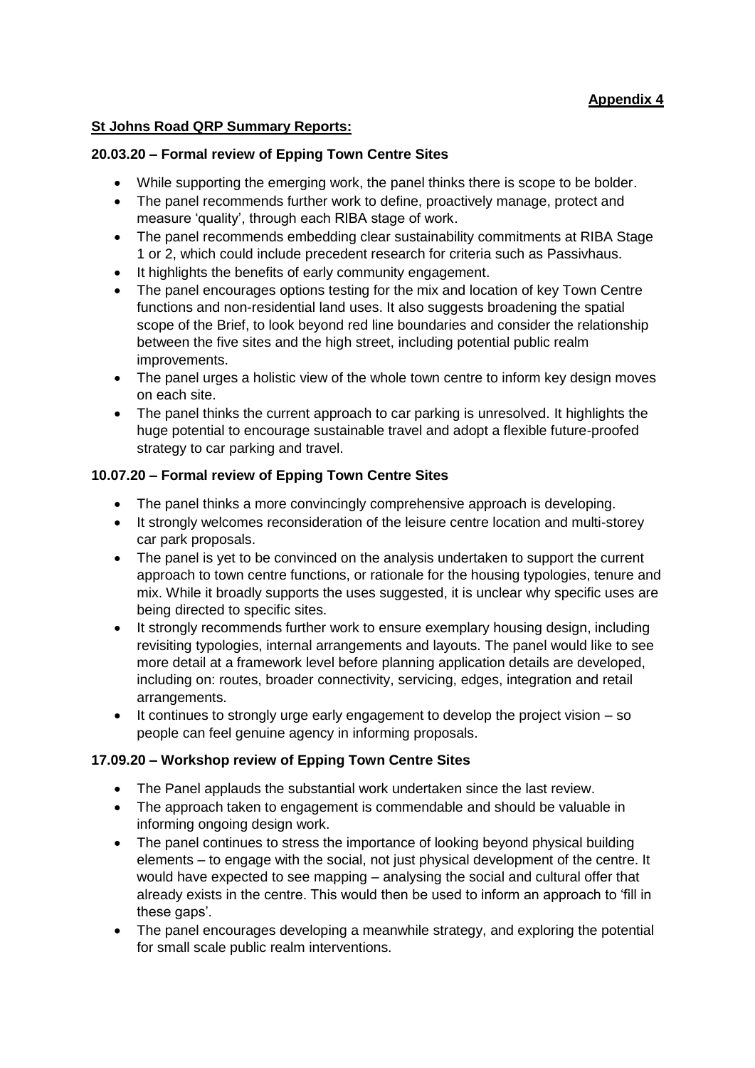**Appendix 4**

**St Johns Road QRP Summary Reports:**

**20.03.20 – Formal review of Epping Town Centre Sites**

- While supporting the emerging work, the panel thinks there is scope to be bolder.
- The panel recommends further work to define, proactively manage, protect and measure 'quality', through each RIBA stage of work.
- The panel recommends embedding clear sustainability commitments at RIBA Stage 1 or 2, which could include precedent research for criteria such as Passivhaus.
- It highlights the benefits of early community engagement.
- The panel encourages options testing for the mix and location of key Town Centre functions and non-residential land uses. It also suggests broadening the spatial scope of the Brief, to look beyond red line boundaries and consider the relationship between the five sites and the high street, including potential public realm improvements.
- The panel urges a holistic view of the whole town centre to inform key design moves on each site.
- The panel thinks the current approach to car parking is unresolved. It highlights the huge potential to encourage sustainable travel and adopt a flexible future-proofed strategy to car parking and travel.

**10.07.20 – Formal review of Epping Town Centre Sites**

- The panel thinks a more convincingly comprehensive approach is developing.
- It strongly welcomes reconsideration of the leisure centre location and multi-storey car park proposals.
- The panel is yet to be convinced on the analysis undertaken to support the current approach to town centre functions, or rationale for the housing typologies, tenure and mix. While it broadly supports the uses suggested, it is unclear why specific uses are being directed to specific sites.
- It strongly recommends further work to ensure exemplary housing design, including revisiting typologies, internal arrangements and layouts. The panel would like to see more detail at a framework level before planning application details are developed, including on: routes, broader connectivity, servicing, edges, integration and retail arrangements.
- It continues to strongly urge early engagement to develop the project vision – so people can feel genuine agency in informing proposals.

**17.09.20 – Workshop review of Epping Town Centre Sites**

- The Panel applauds the substantial work undertaken since the last review.
- The approach taken to engagement is commendable and should be valuable in informing ongoing design work.
- The panel continues to stress the importance of looking beyond physical building elements – to engage with the social, not just physical development of the centre. It would have expected to see mapping – analysing the social and cultural offer that already exists in the centre. This would then be used to inform an approach to 'fill in these gaps'.
- The panel encourages developing a meanwhile strategy, and exploring the potential for small scale public realm interventions.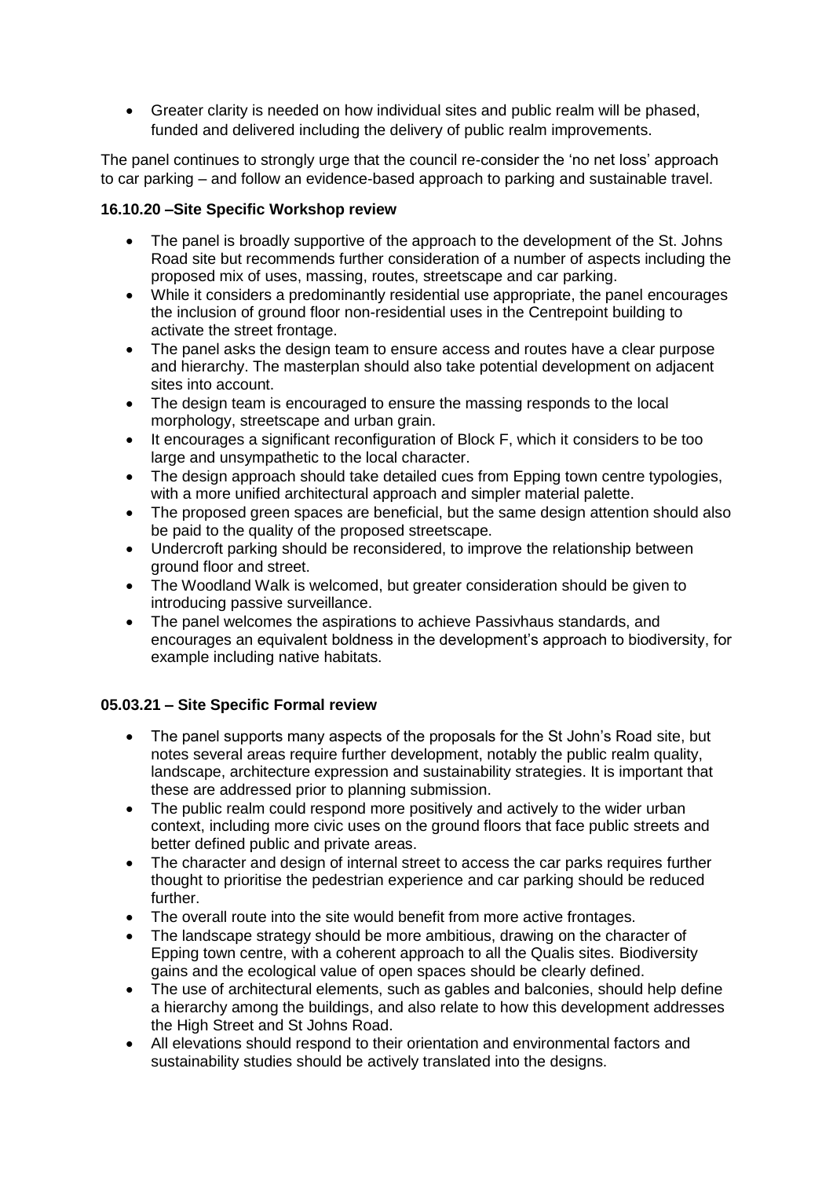- Greater clarity is needed on how individual sites and public realm will be phased, funded and delivered including the delivery of public realm improvements.

The panel continues to strongly urge that the council re-consider the 'no net loss' approach to car parking – and follow an evidence-based approach to parking and sustainable travel.

**16.10.20 –Site Specific Workshop review**

- The panel is broadly supportive of the approach to the development of the St. Johns Road site but recommends further consideration of a number of aspects including the proposed mix of uses, massing, routes, streetscape and car parking.
- While it considers a predominantly residential use appropriate, the panel encourages the inclusion of ground floor non-residential uses in the Centrepoint building to activate the street frontage.
- The panel asks the design team to ensure access and routes have a clear purpose and hierarchy. The masterplan should also take potential development on adjacent sites into account.
- The design team is encouraged to ensure the massing responds to the local morphology, streetscape and urban grain.
- It encourages a significant reconfiguration of Block F, which it considers to be too large and unsympathetic to the local character.
- The design approach should take detailed cues from Epping town centre typologies, with a more unified architectural approach and simpler material palette.
- The proposed green spaces are beneficial, but the same design attention should also be paid to the quality of the proposed streetscape.
- Undercroft parking should be reconsidered, to improve the relationship between ground floor and street.
- The Woodland Walk is welcomed, but greater consideration should be given to introducing passive surveillance.
- The panel welcomes the aspirations to achieve Passivhaus standards, and encourages an equivalent boldness in the development's approach to biodiversity, for example including native habitats.

**05.03.21 – Site Specific Formal review**

- The panel supports many aspects of the proposals for the St John's Road site, but notes several areas require further development, notably the public realm quality, landscape, architecture expression and sustainability strategies. It is important that these are addressed prior to planning submission.
- The public realm could respond more positively and actively to the wider urban context, including more civic uses on the ground floors that face public streets and better defined public and private areas.
- The character and design of internal street to access the car parks requires further thought to prioritise the pedestrian experience and car parking should be reduced further.
- The overall route into the site would benefit from more active frontages.
- The landscape strategy should be more ambitious, drawing on the character of Epping town centre, with a coherent approach to all the Qualis sites. Biodiversity gains and the ecological value of open spaces should be clearly defined.
- The use of architectural elements, such as gables and balconies, should help define a hierarchy among the buildings, and also relate to how this development addresses the High Street and St Johns Road.
- All elevations should respond to their orientation and environmental factors and sustainability studies should be actively translated into the designs.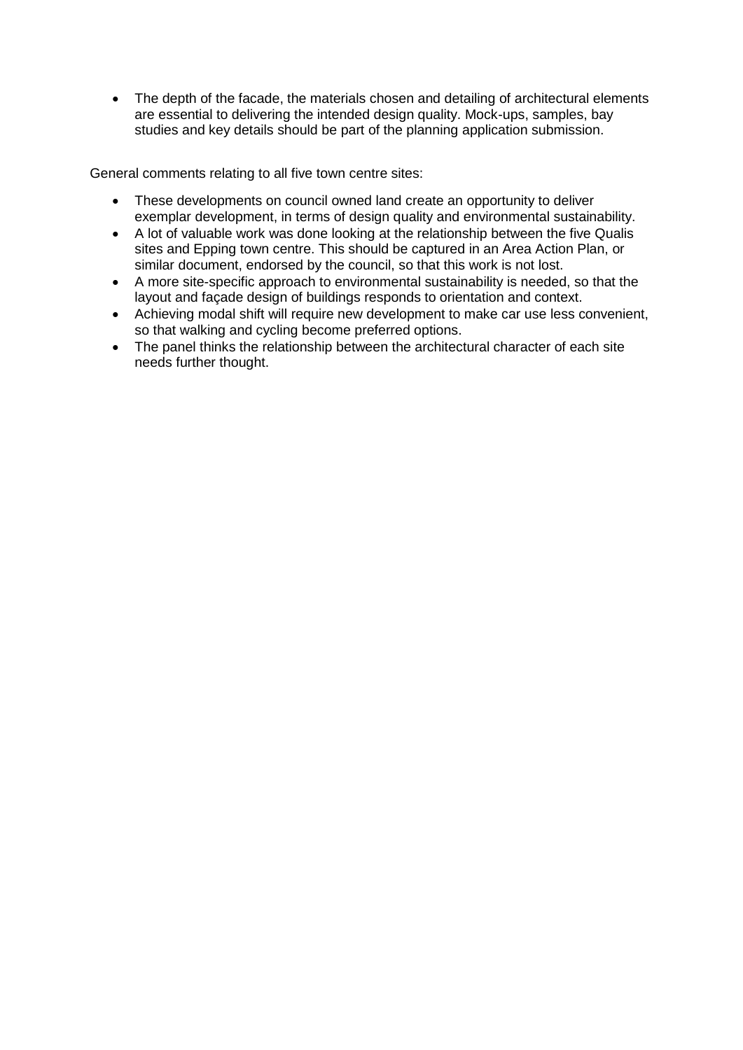- The depth of the facade, the materials chosen and detailing of architectural elements are essential to delivering the intended design quality. Mock-ups, samples, bay studies and key details should be part of the planning application submission.

General comments relating to all five town centre sites:

- These developments on council owned land create an opportunity to deliver exemplar development, in terms of design quality and environmental sustainability.
- A lot of valuable work was done looking at the relationship between the five Qualis sites and Epping town centre. This should be captured in an Area Action Plan, or similar document, endorsed by the council, so that this work is not lost.
- A more site-specific approach to environmental sustainability is needed, so that the layout and façade design of buildings responds to orientation and context.
- Achieving modal shift will require new development to make car use less convenient, so that walking and cycling become preferred options.
- The panel thinks the relationship between the architectural character of each site needs further thought.